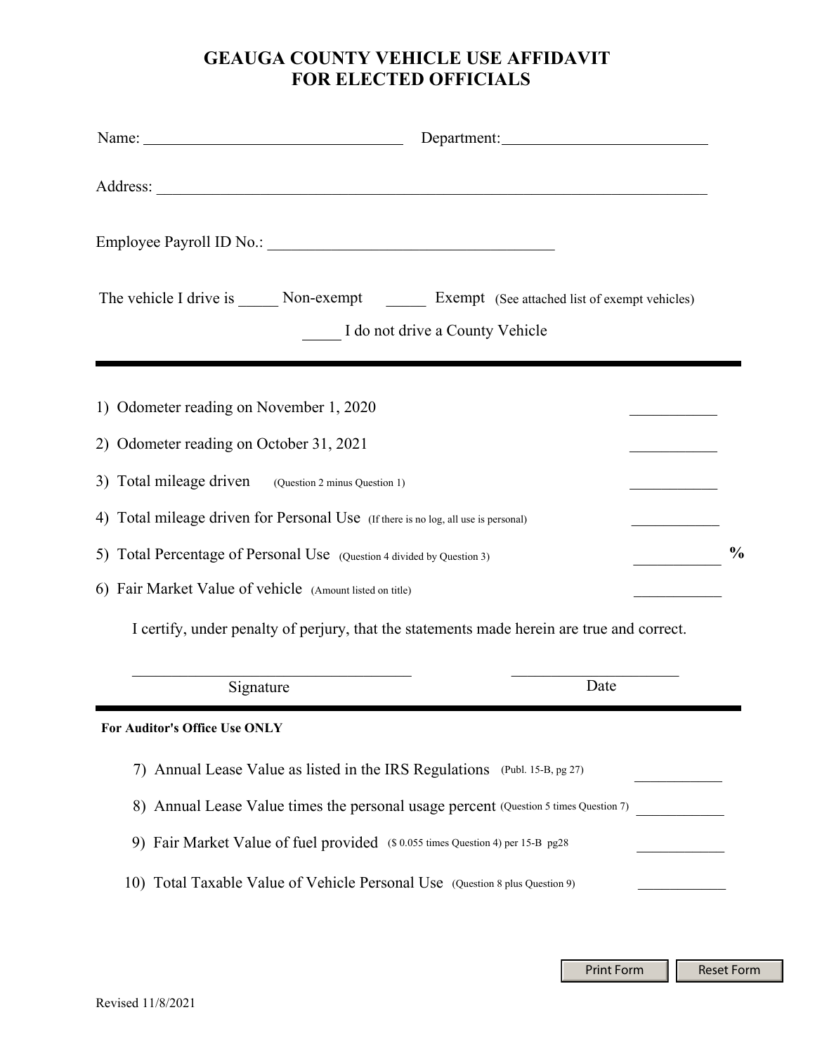# GEAUGA COUNTY VEHICLE USE AFFIDAVIT FOR ELECTED OFFICIALS

Name: _______________________________ Department: ___________________________

Address: ___________________________________________________________________

Employee Payroll ID No.: ____________________________________

The vehicle I drive is _____ Non-exempt _____ Exempt (See attached list of exempt vehicles)

_____ I do not drive a County Vehicle

---

1) Odometer reading on November 1, 2020 ___________

2) Odometer reading on October 31, 2021 ___________

3) Total mileage driven (Question 2 minus Question 1) ___________

4) Total mileage driven for Personal Use (If there is no log, all use is personal) ___________

5) Total Percentage of Personal Use (Question 4 divided by Question 3) ___________ %

6) Fair Market Value of vehicle (Amount listed on title) ___________

I certify, under penalty of perjury, that the statements made herein are true and correct.

___________________________________ ______________________

Signature Date

---

**For Auditor's Office Use ONLY**

7) Annual Lease Value as listed in the IRS Regulations (Publ. 15-B, pg 27) ___________

8) Annual Lease Value times the personal usage percent (Question 5 times Question 7) ___________

9) Fair Market Value of fuel provided ($ 0.055 times Question 4) per 15-B pg28 ___________

10) Total Taxable Value of Vehicle Personal Use (Question 8 plus Question 9) ___________

Print Form Reset Form

Revised 11/8/2021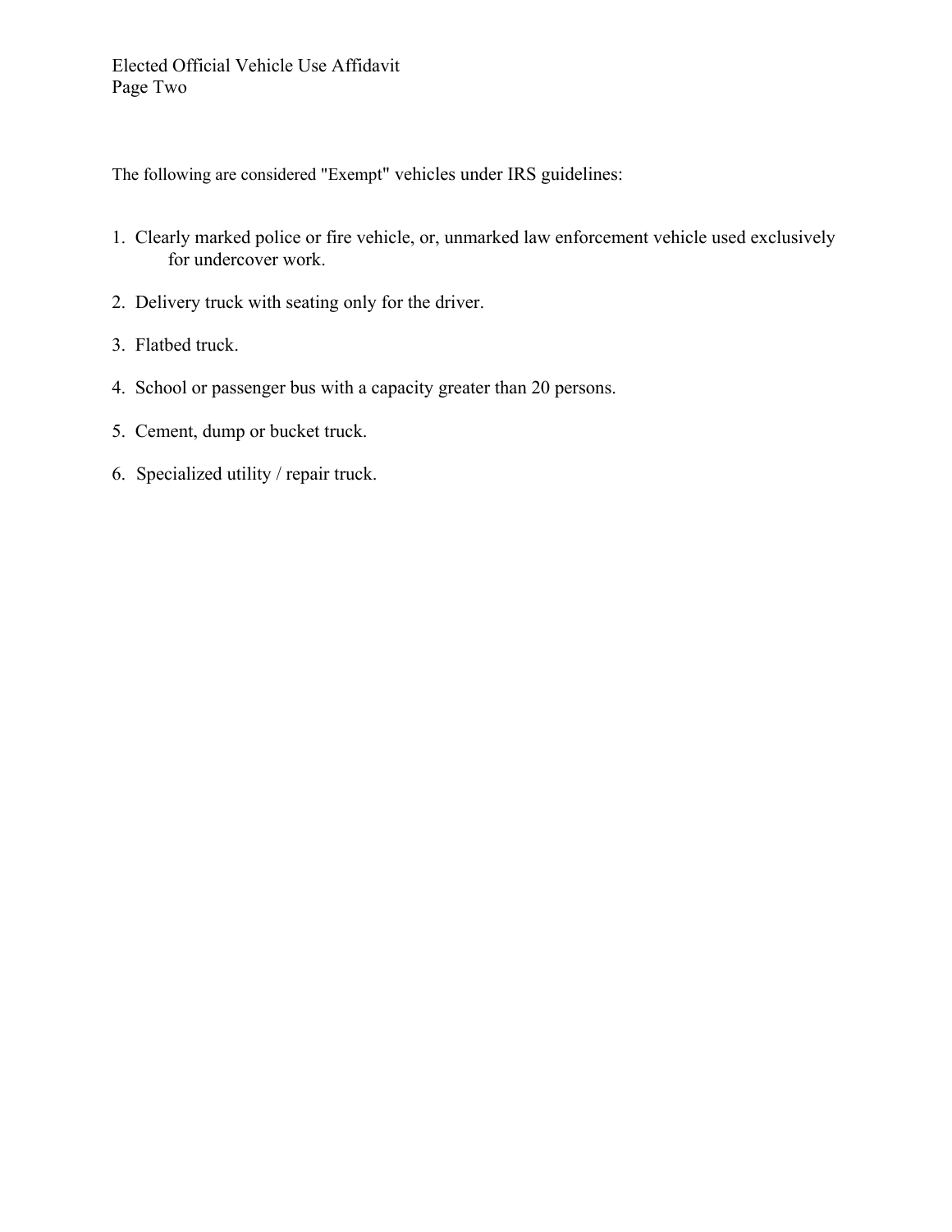The following are considered "Exempt" vehicles under IRS guidelines:

1. Clearly marked police or fire vehicle, or, unmarked law enforcement vehicle used exclusively for undercover work.
2. Delivery truck with seating only for the driver.
3. Flatbed truck.
4. School or passenger bus with a capacity greater than 20 persons.
5. Cement, dump or bucket truck.
6. Specialized utility / repair truck.